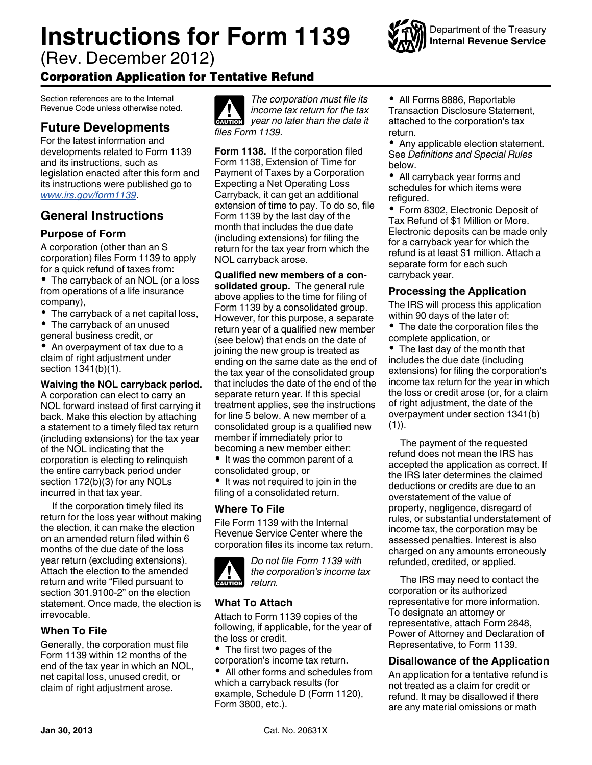# Instructions for Form 1139

(Rev. December 2012)

## Corporation Application for Tentative Refund

Department of the Treasury
Internal Revenue Service

Section references are to the Internal Revenue Code unless otherwise noted.

## Future Developments

For the latest information and developments related to Form 1139 and its instructions, such as legislation enacted after this form and its instructions were published go to *www.irs.gov/form1139*.

## General Instructions

### Purpose of Form

A corporation (other than an S corporation) files Form 1139 to apply for a quick refund of taxes from:

- The carryback of an NOL (or a loss from operations of a life insurance company),
- The carryback of a net capital loss,
- The carryback of an unused general business credit, or
- An overpayment of tax due to a claim of right adjustment under section 1341(b)(1).

**Waiving the NOL carryback period.** A corporation can elect to carry an NOL forward instead of first carrying it back. Make this election by attaching a statement to a timely filed tax return (including extensions) for the tax year of the NOL indicating that the corporation is electing to relinquish the entire carryback period under section 172(b)(3) for any NOLs incurred in that tax year.

If the corporation timely filed its return for the loss year without making the election, it can make the election on an amended return filed within 6 months of the due date of the loss year return (excluding extensions). Attach the election to the amended return and write "Filed pursuant to section 301.9100-2" on the election statement. Once made, the election is irrevocable.

### When To File

Generally, the corporation must file Form 1139 within 12 months of the end of the tax year in which an NOL, net capital loss, unused credit, or claim of right adjustment arose.

**CAUTION:** *The corporation must file its income tax return for the tax year no later than the date it files Form 1139.*

**Form 1138.** If the corporation filed Form 1138, Extension of Time for Payment of Taxes by a Corporation Expecting a Net Operating Loss Carryback, it can get an additional extension of time to pay. To do so, file Form 1139 by the last day of the month that includes the due date (including extensions) for filing the return for the tax year from which the NOL carryback arose.

**Qualified new members of a consolidated group.** The general rule above applies to the time for filing of Form 1139 by a consolidated group. However, for this purpose, a separate return year of a qualified new member (see below) that ends on the date of joining the new group is treated as ending on the same date as the end of the tax year of the consolidated group that includes the date of the end of the separate return year. If this special treatment applies, see the instructions for line 5 below. A new member of a consolidated group is a qualified new member if immediately prior to becoming a new member either:

- It was the common parent of a consolidated group, or
- It was not required to join in the filing of a consolidated return.

### Where To File

File Form 1139 with the Internal Revenue Service Center where the corporation files its income tax return.

**CAUTION:** *Do not file Form 1139 with the corporation's income tax return.*

### What To Attach

Attach to Form 1139 copies of the following, if applicable, for the year of the loss or credit.

- The first two pages of the corporation's income tax return.
- All other forms and schedules from which a carryback results (for example, Schedule D (Form 1120), Form 3800, etc.).
- All Forms 8886, Reportable Transaction Disclosure Statement, attached to the corporation's tax return.
- Any applicable election statement. See *Definitions and Special Rules* below.
- All carryback year forms and schedules for which items were refigured.
- Form 8302, Electronic Deposit of Tax Refund of $1 Million or More. Electronic deposits can be made only for a carryback year for which the refund is at least $1 million. Attach a separate form for each such carryback year.

### Processing the Application

The IRS will process this application within 90 days of the later of:

- The date the corporation files the complete application, or
- The last day of the month that includes the due date (including extensions) for filing the corporation's income tax return for the year in which the loss or credit arose (or, for a claim of right adjustment, the date of the overpayment under section 1341(b)(1)).

The payment of the requested refund does not mean the IRS has accepted the application as correct. If the IRS later determines the claimed deductions or credits are due to an overstatement of the value of property, negligence, disregard of rules, or substantial understatement of income tax, the corporation may be assessed penalties. Interest is also charged on any amounts erroneously refunded, credited, or applied.

The IRS may need to contact the corporation or its authorized representative for more information. To designate an attorney or representative, attach Form 2848, Power of Attorney and Declaration of Representative, to Form 1139.

### Disallowance of the Application

An application for a tentative refund is not treated as a claim for credit or refund. It may be disallowed if there are any material omissions or math

Jan 30, 2013 Cat. No. 20631X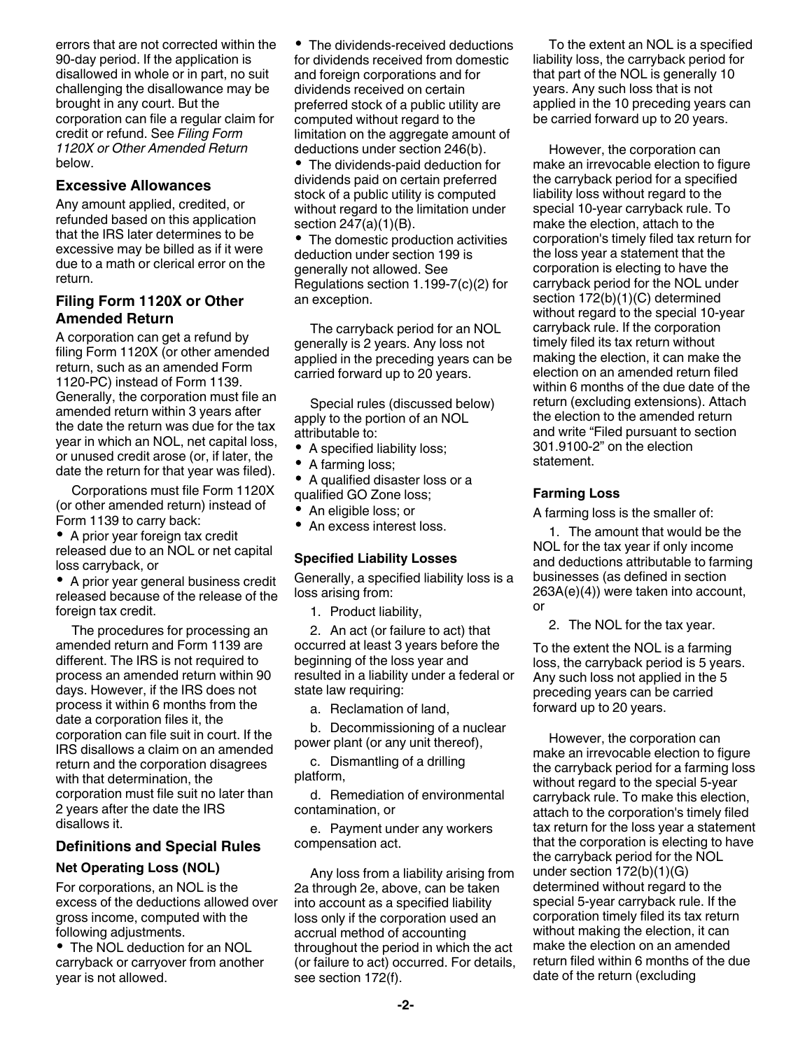errors that are not corrected within the 90-day period. If the application is disallowed in whole or in part, no suit challenging the disallowance may be brought in any court. But the corporation can file a regular claim for credit or refund. See *Filing Form 1120X or Other Amended Return* below.

### Excessive Allowances

Any amount applied, credited, or refunded based on this application that the IRS later determines to be excessive may be billed as if it were due to a math or clerical error on the return.

### Filing Form 1120X or Other Amended Return

A corporation can get a refund by filing Form 1120X (or other amended return, such as an amended Form 1120-PC) instead of Form 1139. Generally, the corporation must file an amended return within 3 years after the date the return was due for the tax year in which an NOL, net capital loss, or unused credit arose (or, if later, the date the return for that year was filed).

Corporations must file Form 1120X (or other amended return) instead of Form 1139 to carry back:

- A prior year foreign tax credit released due to an NOL or net capital loss carryback, or
- A prior year general business credit released because of the release of the foreign tax credit.

The procedures for processing an amended return and Form 1139 are different. The IRS is not required to process an amended return within 90 days. However, if the IRS does not process it within 6 months from the date a corporation files it, the corporation can file suit in court. If the IRS disallows a claim on an amended return and the corporation disagrees with that determination, the corporation must file suit no later than 2 years after the date the IRS disallows it.

### Definitions and Special Rules

#### Net Operating Loss (NOL)

For corporations, an NOL is the excess of the deductions allowed over gross income, computed with the following adjustments.

- The NOL deduction for an NOL carryback or carryover from another year is not allowed.
- The dividends-received deductions for dividends received from domestic and foreign corporations and for dividends received on certain preferred stock of a public utility are computed without regard to the limitation on the aggregate amount of deductions under section 246(b).
- The dividends-paid deduction for dividends paid on certain preferred stock of a public utility is computed without regard to the limitation under section 247(a)(1)(B).
- The domestic production activities deduction under section 199 is generally not allowed. See Regulations section 1.199-7(c)(2) for an exception.

The carryback period for an NOL generally is 2 years. Any loss not applied in the preceding years can be carried forward up to 20 years.

Special rules (discussed below) apply to the portion of an NOL attributable to:

- A specified liability loss;
- A farming loss;
- A qualified disaster loss or a qualified GO Zone loss;
- An eligible loss; or
- An excess interest loss.

#### Specified Liability Losses

Generally, a specified liability loss is a loss arising from:

1. Product liability,
2. An act (or failure to act) that occurred at least 3 years before the beginning of the loss year and resulted in a liability under a federal or state law requiring:
   a. Reclamation of land,
   b. Decommissioning of a nuclear power plant (or any unit thereof),
   c. Dismantling of a drilling platform,
   d. Remediation of environmental contamination, or
   e. Payment under any workers compensation act.

Any loss from a liability arising from 2a through 2e, above, can be taken into account as a specified liability loss only if the corporation used an accrual method of accounting throughout the period in which the act (or failure to act) occurred. For details, see section 172(f).

To the extent an NOL is a specified liability loss, the carryback period for that part of the NOL is generally 10 years. Any such loss that is not applied in the 10 preceding years can be carried forward up to 20 years.

However, the corporation can make an irrevocable election to figure the carryback period for a specified liability loss without regard to the special 10-year carryback rule. To make the election, attach to the corporation's timely filed tax return for the loss year a statement that the corporation is electing to have the carryback period for the NOL under section 172(b)(1)(C) determined without regard to the special 10-year carryback rule. If the corporation timely filed its tax return without making the election, it can make the election on an amended return filed within 6 months of the due date of the return (excluding extensions). Attach the election to the amended return and write “Filed pursuant to section 301.9100-2” on the election statement.

#### Farming Loss

A farming loss is the smaller of:

1. The amount that would be the NOL for the tax year if only income and deductions attributable to farming businesses (as defined in section 263A(e)(4)) were taken into account, or
2. The NOL for the tax year.

To the extent the NOL is a farming loss, the carryback period is 5 years. Any such loss not applied in the 5 preceding years can be carried forward up to 20 years.

However, the corporation can make an irrevocable election to figure the carryback period for a farming loss without regard to the special 5-year carryback rule. To make this election, attach to the corporation's timely filed tax return for the loss year a statement that the corporation is electing to have the carryback period for the NOL under section 172(b)(1)(G) determined without regard to the special 5-year carryback rule. If the corporation timely filed its tax return without making the election, it can make the election on an amended return filed within 6 months of the due date of the return (excluding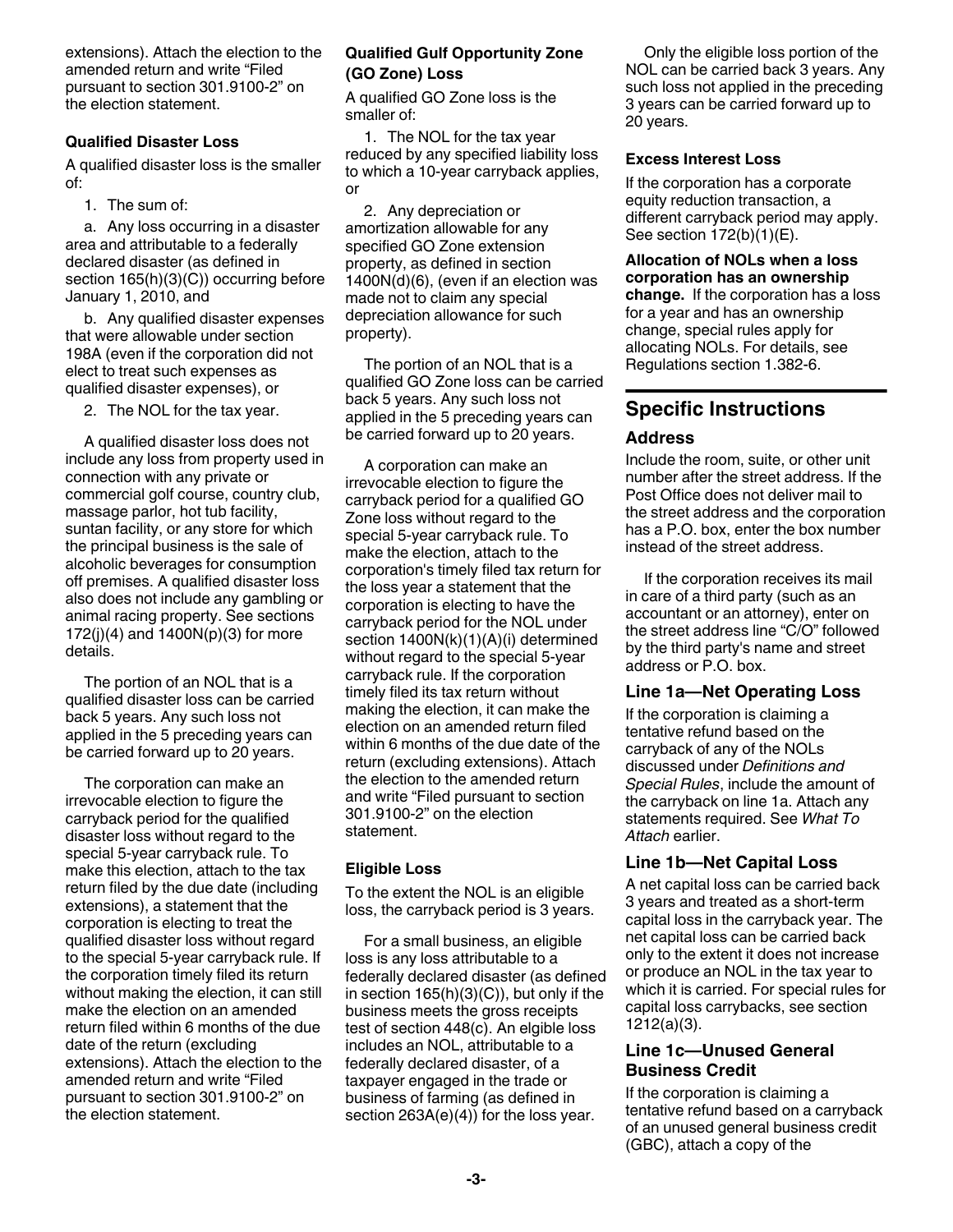extensions). Attach the election to the amended return and write "Filed pursuant to section 301.9100-2" on the election statement.

**Qualified Disaster Loss**

A qualified disaster loss is the smaller of:

1. The sum of:

a. Any loss occurring in a disaster area and attributable to a federally declared disaster (as defined in section 165(h)(3)(C)) occurring before January 1, 2010, and

b. Any qualified disaster expenses that were allowable under section 198A (even if the corporation did not elect to treat such expenses as qualified disaster expenses), or

2. The NOL for the tax year.

A qualified disaster loss does not include any loss from property used in connection with any private or commercial golf course, country club, massage parlor, hot tub facility, suntan facility, or any store for which the principal business is the sale of alcoholic beverages for consumption off premises. A qualified disaster loss also does not include any gambling or animal racing property. See sections 172(j)(4) and 1400N(p)(3) for more details.

The portion of an NOL that is a qualified disaster loss can be carried back 5 years. Any such loss not applied in the 5 preceding years can be carried forward up to 20 years.

The corporation can make an irrevocable election to figure the carryback period for the qualified disaster loss without regard to the special 5-year carryback rule. To make this election, attach to the tax return filed by the due date (including extensions), a statement that the corporation is electing to treat the qualified disaster loss without regard to the special 5-year carryback rule. If the corporation timely filed its return without making the election, it can still make the election on an amended return filed within 6 months of the due date of the return (excluding extensions). Attach the election to the amended return and write "Filed pursuant to section 301.9100-2" on the election statement.

**Qualified Gulf Opportunity Zone (GO Zone) Loss**

A qualified GO Zone loss is the smaller of:

1. The NOL for the tax year reduced by any specified liability loss to which a 10-year carryback applies, or

2. Any depreciation or amortization allowable for any specified GO Zone extension property, as defined in section 1400N(d)(6), (even if an election was made not to claim any special depreciation allowance for such property).

The portion of an NOL that is a qualified GO Zone loss can be carried back 5 years. Any such loss not applied in the 5 preceding years can be carried forward up to 20 years.

A corporation can make an irrevocable election to figure the carryback period for a qualified GO Zone loss without regard to the special 5-year carryback rule. To make the election, attach to the corporation's timely filed tax return for the loss year a statement that the corporation is electing to have the carryback period for the NOL under section 1400N(k)(1)(A)(i) determined without regard to the special 5-year carryback rule. If the corporation timely filed its tax return without making the election, it can make the election on an amended return filed within 6 months of the due date of the return (excluding extensions). Attach the election to the amended return and write "Filed pursuant to section 301.9100-2" on the election statement.

**Eligible Loss**

To the extent the NOL is an eligible loss, the carryback period is 3 years.

For a small business, an eligible loss is any loss attributable to a federally declared disaster (as defined in section 165(h)(3)(C)), but only if the business meets the gross receipts test of section 448(c). An elgible loss includes an NOL, attributable to a federally declared disaster, of a taxpayer engaged in the trade or business of farming (as defined in section 263A(e)(4)) for the loss year.

Only the eligible loss portion of the NOL can be carried back 3 years. Any such loss not applied in the preceding 3 years can be carried forward up to 20 years.

**Excess Interest Loss**

If the corporation has a corporate equity reduction transaction, a different carryback period may apply. See section 172(b)(1)(E).

**Allocation of NOLs when a loss corporation has an ownership change.** If the corporation has a loss for a year and has an ownership change, special rules apply for allocating NOLs. For details, see Regulations section 1.382-6.

## Specific Instructions

### Address

Include the room, suite, or other unit number after the street address. If the Post Office does not deliver mail to the street address and the corporation has a P.O. box, enter the box number instead of the street address.

If the corporation receives its mail in care of a third party (such as an accountant or an attorney), enter on the street address line "C/O" followed by the third party's name and street address or P.O. box.

### Line 1a—Net Operating Loss

If the corporation is claiming a tentative refund based on the carryback of any of the NOLs discussed under *Definitions and Special Rules*, include the amount of the carryback on line 1a. Attach any statements required. See *What To Attach* earlier.

### Line 1b—Net Capital Loss

A net capital loss can be carried back 3 years and treated as a short-term capital loss in the carryback year. The net capital loss can be carried back only to the extent it does not increase or produce an NOL in the tax year to which it is carried. For special rules for capital loss carrybacks, see section 1212(a)(3).

### Line 1c—Unused General Business Credit

If the corporation is claiming a tentative refund based on a carryback of an unused general business credit (GBC), attach a copy of the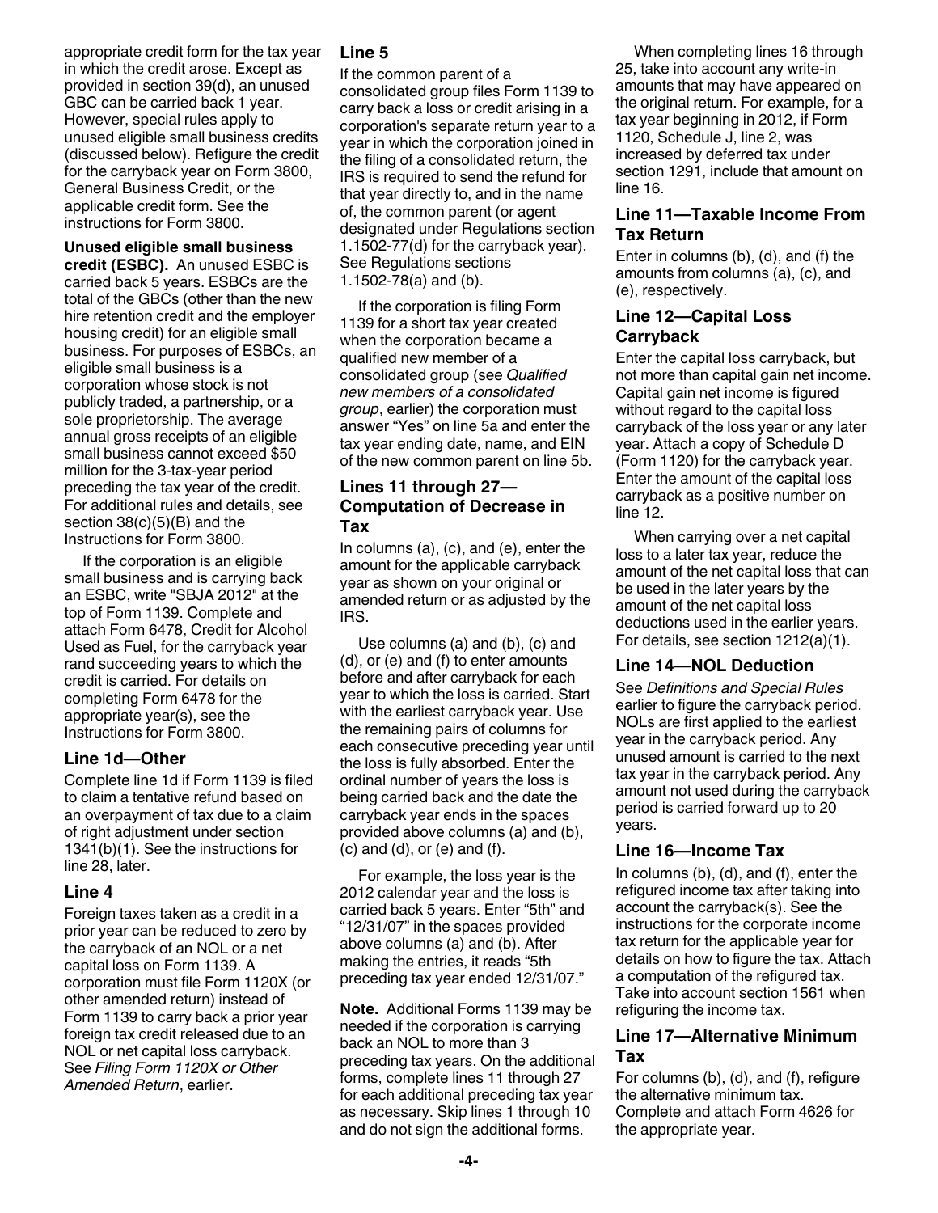appropriate credit form for the tax year in which the credit arose. Except as provided in section 39(d), an unused GBC can be carried back 1 year. However, special rules apply to unused eligible small business credits (discussed below). Refigure the credit for the carryback year on Form 3800, General Business Credit, or the applicable credit form. See the instructions for Form 3800.

**Unused eligible small business credit (ESBC).** An unused ESBC is carried back 5 years. ESBCs are the total of the GBCs (other than the new hire retention credit and the employer housing credit) for an eligible small business. For purposes of ESBCs, an eligible small business is a corporation whose stock is not publicly traded, a partnership, or a sole proprietorship. The average annual gross receipts of an eligible small business cannot exceed $50 million for the 3-tax-year period preceding the tax year of the credit. For additional rules and details, see section 38(c)(5)(B) and the Instructions for Form 3800.

If the corporation is an eligible small business and is carrying back an ESBC, write "SBJA 2012" at the top of Form 1139. Complete and attach Form 6478, Credit for Alcohol Used as Fuel, for the carryback year rand succeeding years to which the credit is carried. For details on completing Form 6478 for the appropriate year(s), see the Instructions for Form 3800.

## Line 1d—Other

Complete line 1d if Form 1139 is filed to claim a tentative refund based on an overpayment of tax due to a claim of right adjustment under section 1341(b)(1). See the instructions for line 28, later.

## Line 4

Foreign taxes taken as a credit in a prior year can be reduced to zero by the carryback of an NOL or a net capital loss on Form 1139. A corporation must file Form 1120X (or other amended return) instead of Form 1139 to carry back a prior year foreign tax credit released due to an NOL or net capital loss carryback. See *Filing Form 1120X or Other Amended Return*, earlier.

## Line 5

If the common parent of a consolidated group files Form 1139 to carry back a loss or credit arising in a corporation's separate return year to a year in which the corporation joined in the filing of a consolidated return, the IRS is required to send the refund for that year directly to, and in the name of, the common parent (or agent designated under Regulations section 1.1502-77(d) for the carryback year). See Regulations sections 1.1502-78(a) and (b).

If the corporation is filing Form 1139 for a short tax year created when the corporation became a qualified new member of a consolidated group (see *Qualified new members of a consolidated group*, earlier) the corporation must answer "Yes" on line 5a and enter the tax year ending date, name, and EIN of the new common parent on line 5b.

## Lines 11 through 27—Computation of Decrease in Tax

In columns (a), (c), and (e), enter the amount for the applicable carryback year as shown on your original or amended return or as adjusted by the IRS.

Use columns (a) and (b), (c) and (d), or (e) and (f) to enter amounts before and after carryback for each year to which the loss is carried. Start with the earliest carryback year. Use the remaining pairs of columns for each consecutive preceding year until the loss is fully absorbed. Enter the ordinal number of years the loss is being carried back and the date the carryback year ends in the spaces provided above columns (a) and (b), (c) and (d), or (e) and (f).

For example, the loss year is the 2012 calendar year and the loss is carried back 5 years. Enter "5th" and "12/31/07" in the spaces provided above columns (a) and (b). After making the entries, it reads "5th preceding tax year ended 12/31/07."

**Note.** Additional Forms 1139 may be needed if the corporation is carrying back an NOL to more than 3 preceding tax years. On the additional forms, complete lines 11 through 27 for each additional preceding tax year as necessary. Skip lines 1 through 10 and do not sign the additional forms.

When completing lines 16 through 25, take into account any write-in amounts that may have appeared on the original return. For example, for a tax year beginning in 2012, if Form 1120, Schedule J, line 2, was increased by deferred tax under section 1291, include that amount on line 16.

## Line 11—Taxable Income From Tax Return

Enter in columns (b), (d), and (f) the amounts from columns (a), (c), and (e), respectively.

## Line 12—Capital Loss Carryback

Enter the capital loss carryback, but not more than capital gain net income. Capital gain net income is figured without regard to the capital loss carryback of the loss year or any later year. Attach a copy of Schedule D (Form 1120) for the carryback year. Enter the amount of the capital loss carryback as a positive number on line 12.

When carrying over a net capital loss to a later tax year, reduce the amount of the net capital loss that can be used in the later years by the amount of the net capital loss deductions used in the earlier years. For details, see section 1212(a)(1).

## Line 14—NOL Deduction

See *Definitions and Special Rules* earlier to figure the carryback period. NOLs are first applied to the earliest year in the carryback period. Any unused amount is carried to the next tax year in the carryback period. Any amount not used during the carryback period is carried forward up to 20 years.

## Line 16—Income Tax

In columns (b), (d), and (f), enter the refigured income tax after taking into account the carryback(s). See the instructions for the corporate income tax return for the applicable year for details on how to figure the tax. Attach a computation of the refigured tax. Take into account section 1561 when refiguring the income tax.

## Line 17—Alternative Minimum Tax

For columns (b), (d), and (f), refigure the alternative minimum tax. Complete and attach Form 4626 for the appropriate year.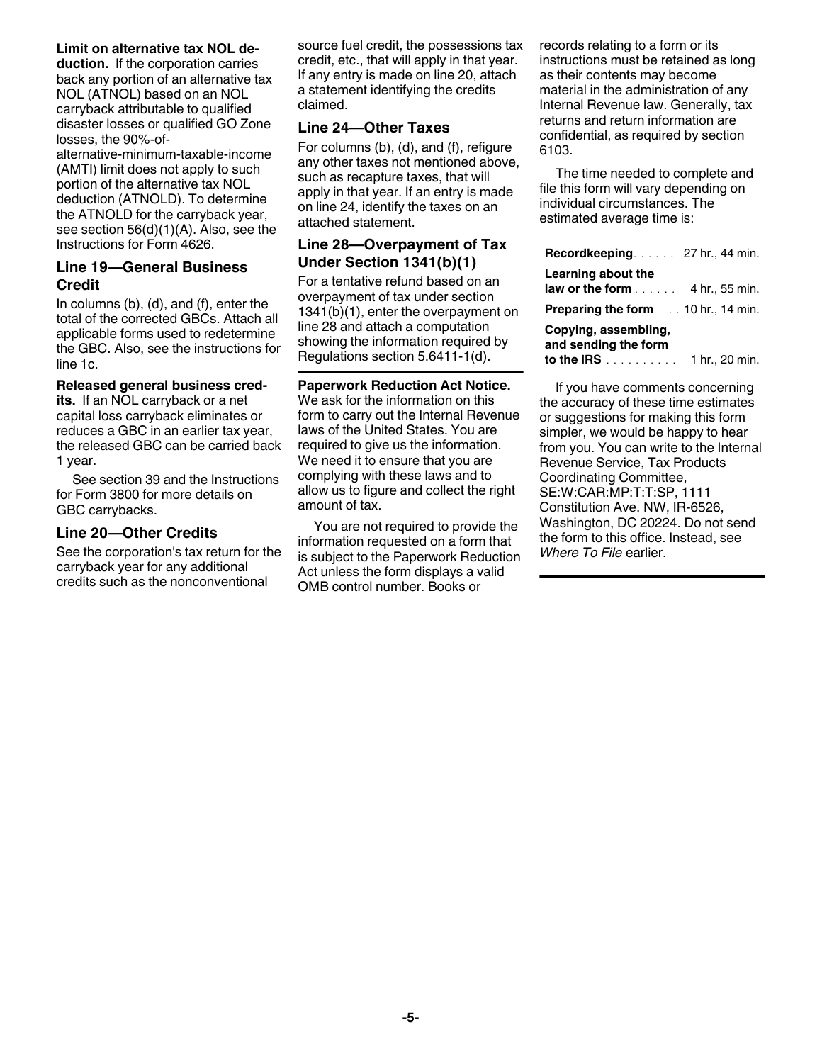**Limit on alternative tax NOL deduction.** If the corporation carries back any portion of an alternative tax NOL (ATNOL) based on an NOL carryback attributable to qualified disaster losses or qualified GO Zone losses, the 90%-of-alternative-minimum-taxable-income (AMTI) limit does not apply to such portion of the alternative tax NOL deduction (ATNOLD). To determine the ATNOLD for the carryback year, see section 56(d)(1)(A). Also, see the Instructions for Form 4626.

## Line 19—General Business Credit

In columns (b), (d), and (f), enter the total of the corrected GBCs. Attach all applicable forms used to redetermine the GBC. Also, see the instructions for line 1c.

**Released general business credits.** If an NOL carryback or a net capital loss carryback eliminates or reduces a GBC in an earlier tax year, the released GBC can be carried back 1 year.

See section 39 and the Instructions for Form 3800 for more details on GBC carrybacks.

## Line 20—Other Credits

See the corporation's tax return for the carryback year for any additional credits such as the nonconventional source fuel credit, the possessions tax credit, etc., that will apply in that year. If any entry is made on line 20, attach a statement identifying the credits claimed.

## Line 24—Other Taxes

For columns (b), (d), and (f), refigure any other taxes not mentioned above, such as recapture taxes, that will apply in that year. If an entry is made on line 24, identify the taxes on an attached statement.

## Line 28—Overpayment of Tax Under Section 1341(b)(1)

For a tentative refund based on an overpayment of tax under section 1341(b)(1), enter the overpayment on line 28 and attach a computation showing the information required by Regulations section 5.6411-1(d).

**Paperwork Reduction Act Notice.** We ask for the information on this form to carry out the Internal Revenue laws of the United States. You are required to give us the information. We need it to ensure that you are complying with these laws and to allow us to figure and collect the right amount of tax.

You are not required to provide the information requested on a form that is subject to the Paperwork Reduction Act unless the form displays a valid OMB control number. Books or records relating to a form or its instructions must be retained as long as their contents may become material in the administration of any Internal Revenue law. Generally, tax returns and return information are confidential, as required by section 6103.

The time needed to complete and file this form will vary depending on individual circumstances. The estimated average time is:

| | |
|---|---|
| **Recordkeeping** | 27 hr., 44 min. |
| **Learning about the law or the form** | 4 hr., 55 min. |
| **Preparing the form** | 10 hr., 14 min. |
| **Copying, assembling, and sending the form to the IRS** | 1 hr., 20 min. |

If you have comments concerning the accuracy of these time estimates or suggestions for making this form simpler, we would be happy to hear from you. You can write to the Internal Revenue Service, Tax Products Coordinating Committee, SE:W:CAR:MP:T:T:SP, 1111 Constitution Ave. NW, IR-6526, Washington, DC 20224. Do not send the form to this office. Instead, see *Where To File* earlier.